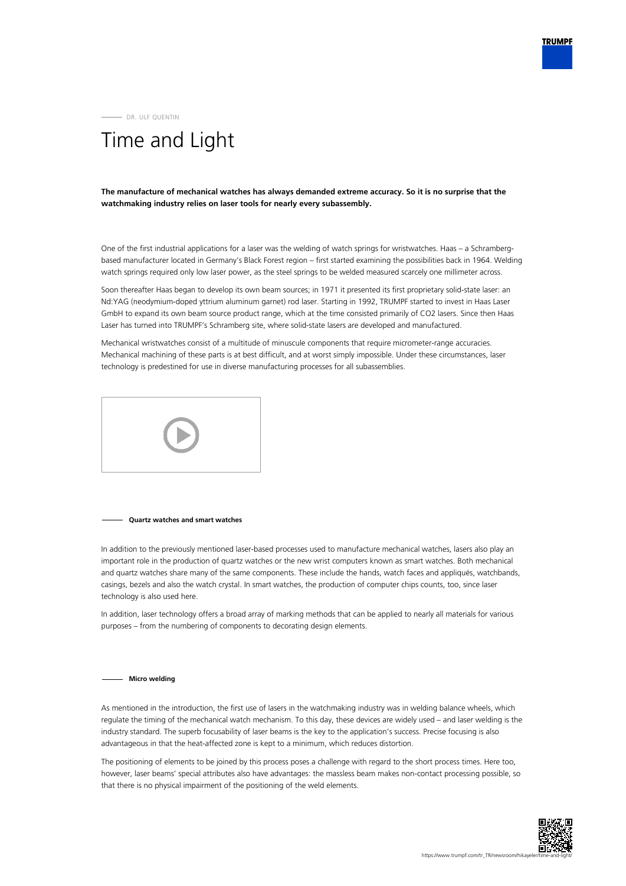DR. ULF QUENTIN

# Time and Light

**The manufacture of mechanical watches has always demanded extreme accuracy. So it is no surprise that the watchmaking industry relies on laser tools for nearly every subassembly.**

One of the first industrial applications for a laser was the welding of watch springs for wristwatches. Haas – a Schramberg-based manufacturer located in Germany's Black Forest region – first started examining the possibilities back in 1964. Welding watch springs required only low laser power, as the steel springs to be welded measured scarcely one millimeter across.

Soon thereafter Haas began to develop its own beam sources; in 1971 it presented its first proprietary solid-state laser: an Nd:YAG (neodymium-doped yttrium aluminum garnet) rod laser. Starting in 1992, TRUMPF started to invest in Haas Laser GmbH to expand its own beam source product range, which at the time consisted primarily of $CO_2$ lasers. Since then Haas Laser has turned into TRUMPF's Schramberg site, where solid-state lasers are developed and manufactured.

Mechanical wristwatches consist of a multitude of minuscule components that require micrometer-range accuracies. Mechanical machining of these parts is at best difficult, and at worst simply impossible. Under these circumstances, laser technology is predestined for use in diverse manufacturing processes for all subassemblies.

## Quartz watches and smart watches

In addition to the previously mentioned laser-based processes used to manufacture mechanical watches, lasers also play an important role in the production of quartz watches or the new wrist computers known as smart watches. Both mechanical and quartz watches share many of the same components. These include the hands, watch faces and appliqués, watchbands, casings, bezels and also the watch crystal. In smart watches, the production of computer chips counts, too, since laser technology is also used here.

In addition, laser technology offers a broad array of marking methods that can be applied to nearly all materials for various purposes – from the numbering of components to decorating design elements.

## Micro welding

As mentioned in the introduction, the first use of lasers in the watchmaking industry was in welding balance wheels, which regulate the timing of the mechanical watch mechanism. To this day, these devices are widely used – and laser welding is the industry standard. The superb focusability of laser beams is the key to the application's success. Precise focusing is also advantageous in that the heat-affected zone is kept to a minimum, which reduces distortion.

The positioning of elements to be joined by this process poses a challenge with regard to the short process times. Here too, however, laser beams' special attributes also have advantages: the massless beam makes non-contact processing possible, so that there is no physical impairment of the positioning of the weld elements.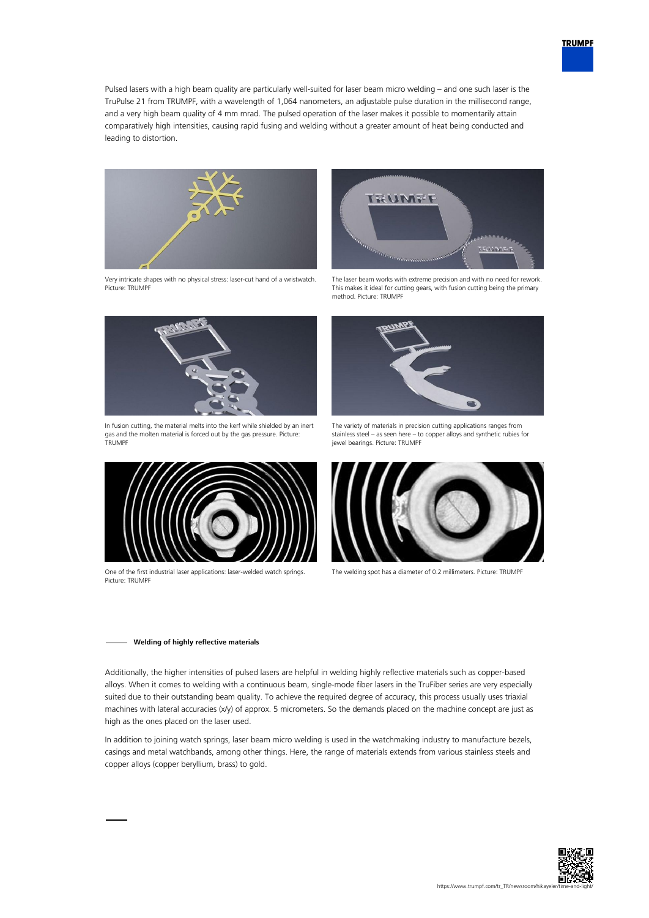Pulsed lasers with a high beam quality are particularly well-suited for laser beam micro welding – and one such laser is the TruPulse 21 from TRUMPF, with a wavelength of 1,064 nanometers, an adjustable pulse duration in the millisecond range, and a very high beam quality of 4 mm mrad. The pulsed operation of the laser makes it possible to momentarily attain comparatively high intensities, causing rapid fusing and welding without a greater amount of heat being conducted and leading to distortion.

Very intricate shapes with no physical stress: laser-cut hand of a wristwatch. Picture: TRUMPF

The laser beam works with extreme precision and with no need for rework. This makes it ideal for cutting gears, with fusion cutting being the primary method. Picture: TRUMPF

In fusion cutting, the material melts into the kerf while shielded by an inert gas and the molten material is forced out by the gas pressure. Picture: TRUMPF

The variety of materials in precision cutting applications ranges from stainless steel – as seen here – to copper alloys and synthetic rubies for jewel bearings. Picture: TRUMPF

One of the first industrial laser applications: laser-welded watch springs. Picture: TRUMPF

The welding spot has a diameter of 0.2 millimeters. Picture: TRUMPF

## Welding of highly reflective materials

Additionally, the higher intensities of pulsed lasers are helpful in welding highly reflective materials such as copper-based alloys. When it comes to welding with a continuous beam, single-mode fiber lasers in the TruFiber series are very especially suited due to their outstanding beam quality. To achieve the required degree of accuracy, this process usually uses triaxial machines with lateral accuracies (x/y) of approx. 5 micrometers. So the demands placed on the machine concept are just as high as the ones placed on the laser used.

In addition to joining watch springs, laser beam micro welding is used in the watchmaking industry to manufacture bezels, casings and metal watchbands, among other things. Here, the range of materials extends from various stainless steels and copper alloys (copper beryllium, brass) to gold.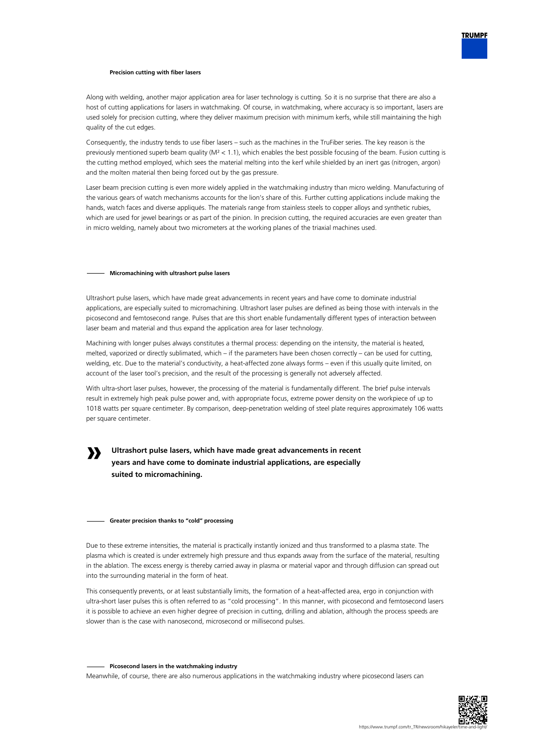### Precision cutting with fiber lasers

Along with welding, another major application area for laser technology is cutting. So it is no surprise that there are also a host of cutting applications for lasers in watchmaking. Of course, in watchmaking, where accuracy is so important, lasers are used solely for precision cutting, where they deliver maximum precision with minimum kerfs, while still maintaining the high quality of the cut edges.

Consequently, the industry tends to use fiber lasers – such as the machines in the TruFiber series. The key reason is the previously mentioned superb beam quality ($M^2 < 1.1$), which enables the best possible focusing of the beam. Fusion cutting is the cutting method employed, which sees the material melting into the kerf while shielded by an inert gas (nitrogen, argon) and the molten material then being forced out by the gas pressure.

Laser beam precision cutting is even more widely applied in the watchmaking industry than micro welding. Manufacturing of the various gears of watch mechanisms accounts for the lion's share of this. Further cutting applications include making the hands, watch faces and diverse appliqués. The materials range from stainless steels to copper alloys and synthetic rubies, which are used for jewel bearings or as part of the pinion. In precision cutting, the required accuracies are even greater than in micro welding, namely about two micrometers at the working planes of the triaxial machines used.

### Micromachining with ultrashort pulse lasers

Ultrashort pulse lasers, which have made great advancements in recent years and have come to dominate industrial applications, are especially suited to micromachining. Ultrashort laser pulses are defined as being those with intervals in the picosecond and femtosecond range. Pulses that are this short enable fundamentally different types of interaction between laser beam and material and thus expand the application area for laser technology.

Machining with longer pulses always constitutes a thermal process: depending on the intensity, the material is heated, melted, vaporized or directly sublimated, which – if the parameters have been chosen correctly – can be used for cutting, welding, etc. Due to the material's conductivity, a heat-affected zone always forms – even if this usually quite limited, on account of the laser tool's precision, and the result of the processing is generally not adversely affected.

With ultra-short laser pulses, however, the processing of the material is fundamentally different. The brief pulse intervals result in extremely high peak pulse power and, with appropriate focus, extreme power density on the workpiece of up to 1018 watts per square centimeter. By comparison, deep-penetration welding of steel plate requires approximately 106 watts per square centimeter.

> **Ultrashort pulse lasers, which have made great advancements in recent years and have come to dominate industrial applications, are especially suited to micromachining.**

### Greater precision thanks to "cold" processing

Due to these extreme intensities, the material is practically instantly ionized and thus transformed to a plasma state. The plasma which is created is under extremely high pressure and thus expands away from the surface of the material, resulting in the ablation. The excess energy is thereby carried away in plasma or material vapor and through diffusion can spread out into the surrounding material in the form of heat.

This consequently prevents, or at least substantially limits, the formation of a heat-affected area, ergo in conjunction with ultra-short laser pulses this is often referred to as "cold processing". In this manner, with picosecond and femtosecond lasers it is possible to achieve an even higher degree of precision in cutting, drilling and ablation, although the process speeds are slower than is the case with nanosecond, microsecond or millisecond pulses.

### Picosecond lasers in the watchmaking industry

Meanwhile, of course, there are also numerous applications in the watchmaking industry where picosecond lasers can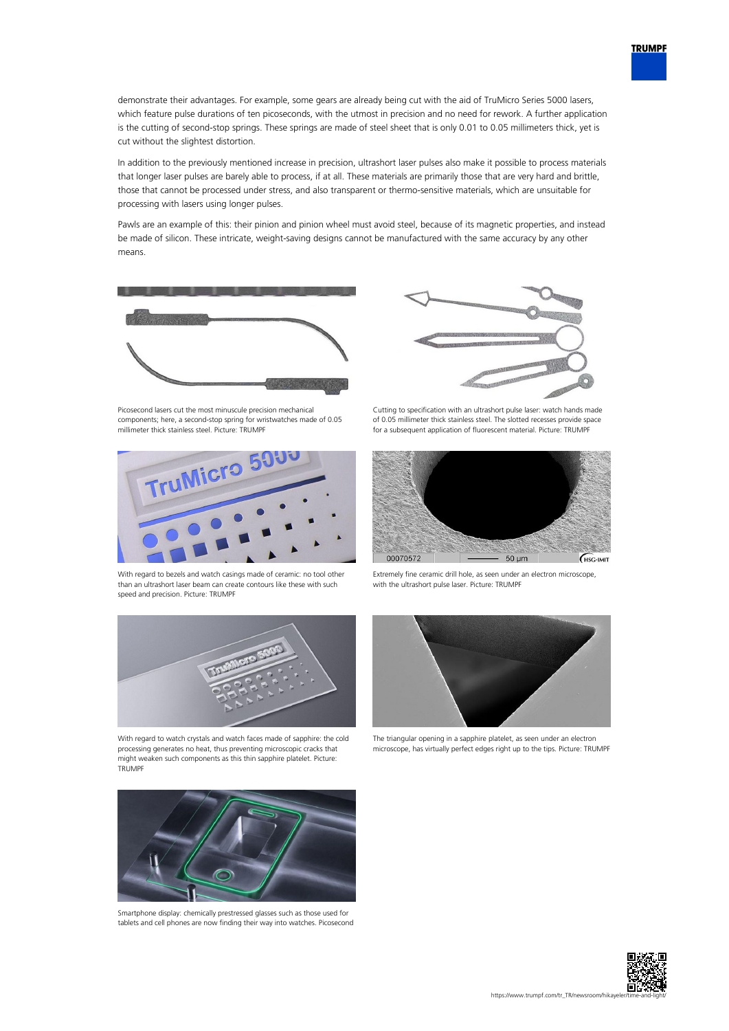demonstrate their advantages. For example, some gears are already being cut with the aid of TruMicro Series 5000 lasers, which feature pulse durations of ten picoseconds, with the utmost in precision and no need for rework. A further application is the cutting of second-stop springs. These springs are made of steel sheet that is only 0.01 to 0.05 millimeters thick, yet is cut without the slightest distortion.

In addition to the previously mentioned increase in precision, ultrashort laser pulses also make it possible to process materials that longer laser pulses are barely able to process, if at all. These materials are primarily those that are very hard and brittle, those that cannot be processed under stress, and also transparent or thermo-sensitive materials, which are unsuitable for processing with lasers using longer pulses.

Pawls are an example of this: their pinion and pinion wheel must avoid steel, because of its magnetic properties, and instead be made of silicon. These intricate, weight-saving designs cannot be manufactured with the same accuracy by any other means.

Picosecond lasers cut the most minuscule precision mechanical components; here, a second-stop spring for wristwatches made of 0.05 millimeter thick stainless steel. Picture: TRUMPF

Cutting to specification with an ultrashort pulse laser: watch hands made of 0.05 millimeter thick stainless steel. The slotted recesses provide space for a subsequent application of fluorescent material. Picture: TRUMPF

With regard to bezels and watch casings made of ceramic: no tool other than an ultrashort laser beam can create contours like these with such speed and precision. Picture: TRUMPF

Extremely fine ceramic drill hole, as seen under an electron microscope, with the ultrashort pulse laser. Picture: TRUMPF

With regard to watch crystals and watch faces made of sapphire: the cold processing generates no heat, thus preventing microscopic cracks that might weaken such components as this thin sapphire platelet. Picture: TRUMPF

The triangular opening in a sapphire platelet, as seen under an electron microscope, has virtually perfect edges right up to the tips. Picture: TRUMPF

Smartphone display: chemically prestressed glasses such as those used for tablets and cell phones are now finding their way into watches. Picosecond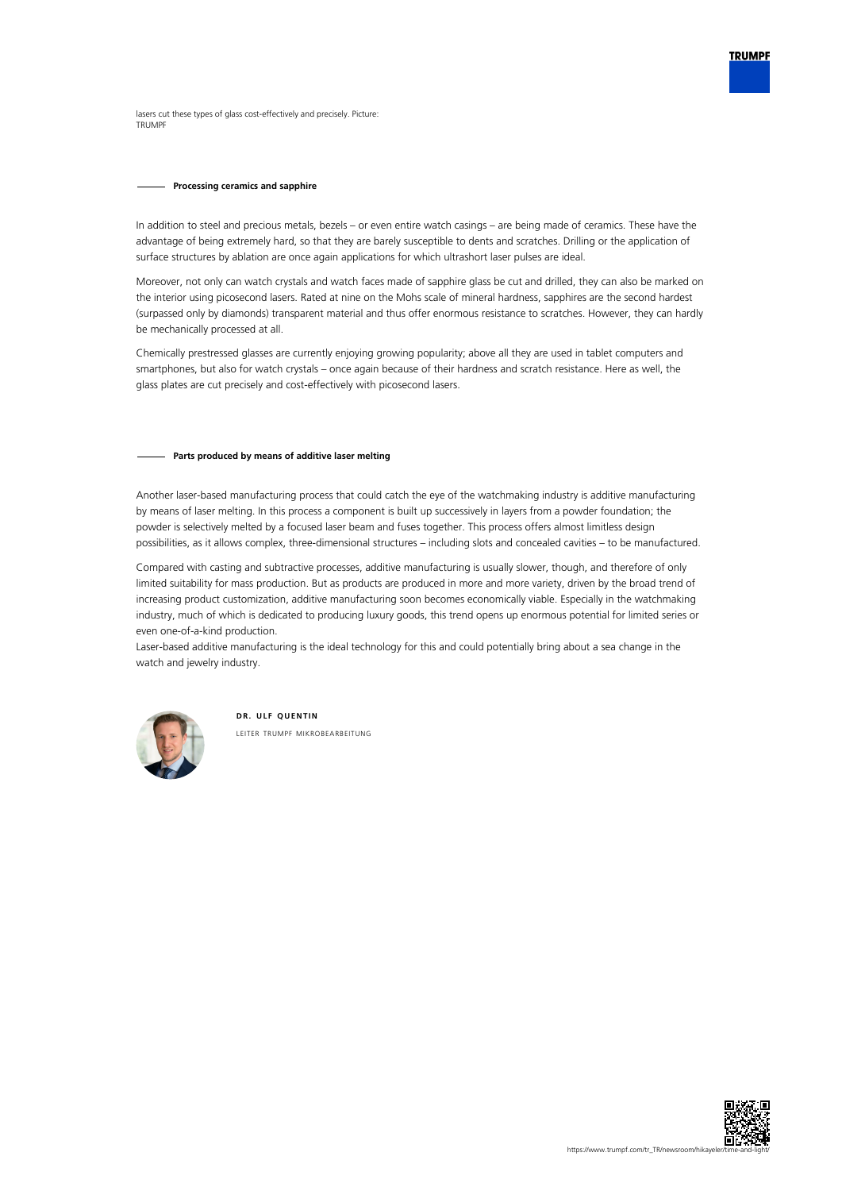lasers cut these types of glass cost-effectively and precisely. Picture: TRUMPF

## Processing ceramics and sapphire

In addition to steel and precious metals, bezels – or even entire watch casings – are being made of ceramics. These have the advantage of being extremely hard, so that they are barely susceptible to dents and scratches. Drilling or the application of surface structures by ablation are once again applications for which ultrashort laser pulses are ideal.

Moreover, not only can watch crystals and watch faces made of sapphire glass be cut and drilled, they can also be marked on the interior using picosecond lasers. Rated at nine on the Mohs scale of mineral hardness, sapphires are the second hardest (surpassed only by diamonds) transparent material and thus offer enormous resistance to scratches. However, they can hardly be mechanically processed at all.

Chemically prestressed glasses are currently enjoying growing popularity; above all they are used in tablet computers and smartphones, but also for watch crystals – once again because of their hardness and scratch resistance. Here as well, the glass plates are cut precisely and cost-effectively with picosecond lasers.

## Parts produced by means of additive laser melting

Another laser-based manufacturing process that could catch the eye of the watchmaking industry is additive manufacturing by means of laser melting. In this process a component is built up successively in layers from a powder foundation; the powder is selectively melted by a focused laser beam and fuses together. This process offers almost limitless design possibilities, as it allows complex, three-dimensional structures – including slots and concealed cavities – to be manufactured.

Compared with casting and subtractive processes, additive manufacturing is usually slower, though, and therefore of only limited suitability for mass production. But as products are produced in more and more variety, driven by the broad trend of increasing product customization, additive manufacturing soon becomes economically viable. Especially in the watchmaking industry, much of which is dedicated to producing luxury goods, this trend opens up enormous potential for limited series or even one-of-a-kind production.
Laser-based additive manufacturing is the ideal technology for this and could potentially bring about a sea change in the watch and jewelry industry.

**DR. ULF QUENTIN**

LEITER TRUMPF MIKROBEARBEITUNG